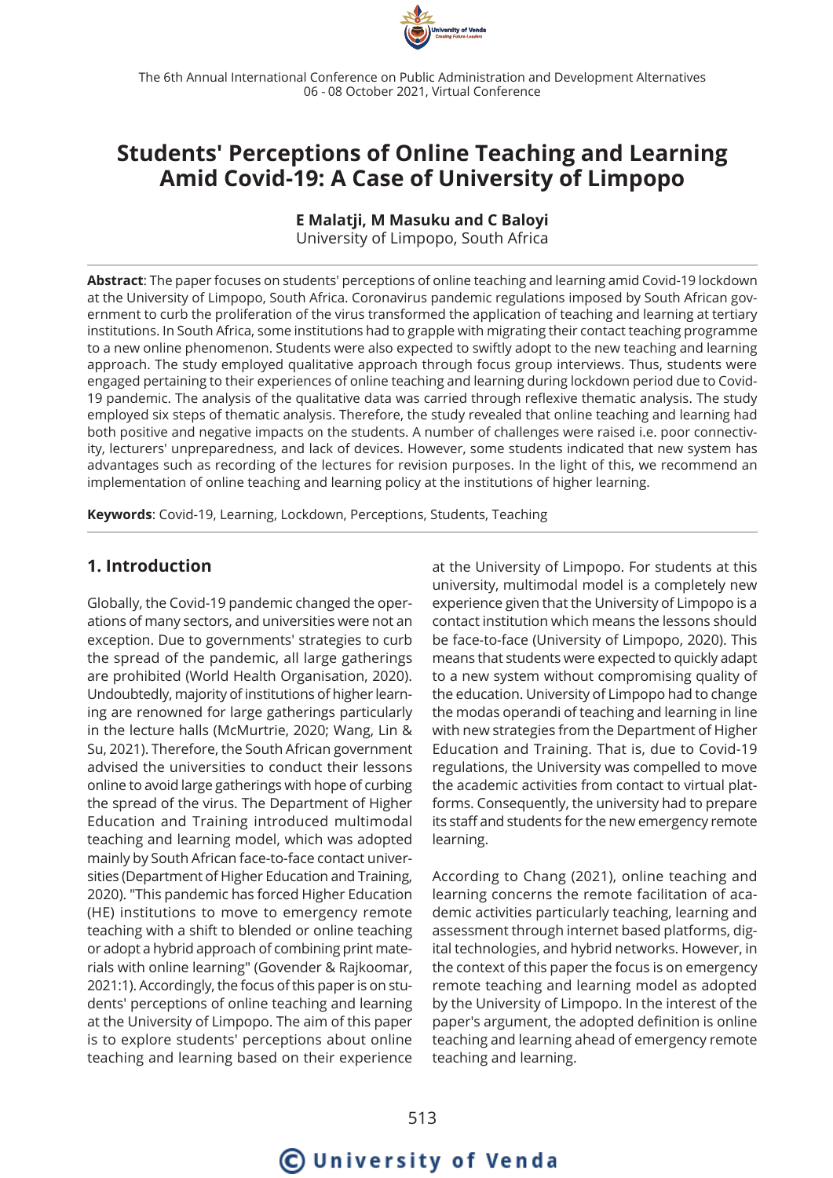# Students' Perceptions of Online Teaching and Learning Amid Covid-19: A Case of University of Limpopo

**E Malatji, M Masuku and C Baloyi**

University of Limpopo, South Africa

**Abstract**: The paper focuses on students' perceptions of online teaching and learning amid Covid-19 lockdown at the University of Limpopo, South Africa. Coronavirus pandemic regulations imposed by South African government to curb the proliferation of the virus transformed the application of teaching and learning at tertiary institutions. In South Africa, some institutions had to grapple with migrating their contact teaching programme to a new online phenomenon. Students were also expected to swiftly adopt to the new teaching and learning approach. The study employed qualitative approach through focus group interviews. Thus, students were engaged pertaining to their experiences of online teaching and learning during lockdown period due to Covid-19 pandemic. The analysis of the qualitative data was carried through reflexive thematic analysis. The study employed six steps of thematic analysis. Therefore, the study revealed that online teaching and learning had both positive and negative impacts on the students. A number of challenges were raised i.e. poor connectivity, lecturers' unpreparedness, and lack of devices. However, some students indicated that new system has advantages such as recording of the lectures for revision purposes. In the light of this, we recommend an implementation of online teaching and learning policy at the institutions of higher learning.

**Keywords**: Covid-19, Learning, Lockdown, Perceptions, Students, Teaching

## 1. Introduction

Globally, the Covid-19 pandemic changed the operations of many sectors, and universities were not an exception. Due to governments' strategies to curb the spread of the pandemic, all large gatherings are prohibited (World Health Organisation, 2020). Undoubtedly, majority of institutions of higher learning are renowned for large gatherings particularly in the lecture halls (McMurtrie, 2020; Wang, Lin & Su, 2021). Therefore, the South African government advised the universities to conduct their lessons online to avoid large gatherings with hope of curbing the spread of the virus. The Department of Higher Education and Training introduced multimodal teaching and learning model, which was adopted mainly by South African face-to-face contact universities (Department of Higher Education and Training, 2020). "This pandemic has forced Higher Education (HE) institutions to move to emergency remote teaching with a shift to blended or online teaching or adopt a hybrid approach of combining print materials with online learning" (Govender & Rajkoomar, 2021:1). Accordingly, the focus of this paper is on students' perceptions of online teaching and learning at the University of Limpopo. The aim of this paper is to explore students' perceptions about online teaching and learning based on their experience at the University of Limpopo. For students at this university, multimodal model is a completely new experience given that the University of Limpopo is a contact institution which means the lessons should be face-to-face (University of Limpopo, 2020). This means that students were expected to quickly adapt to a new system without compromising quality of the education. University of Limpopo had to change the modas operandi of teaching and learning in line with new strategies from the Department of Higher Education and Training. That is, due to Covid-19 regulations, the University was compelled to move the academic activities from contact to virtual platforms. Consequently, the university had to prepare its staff and students for the new emergency remote learning.

According to Chang (2021), online teaching and learning concerns the remote facilitation of academic activities particularly teaching, learning and assessment through internet based platforms, digital technologies, and hybrid networks. However, in the context of this paper the focus is on emergency remote teaching and learning model as adopted by the University of Limpopo. In the interest of the paper's argument, the adopted definition is online teaching and learning ahead of emergency remote teaching and learning.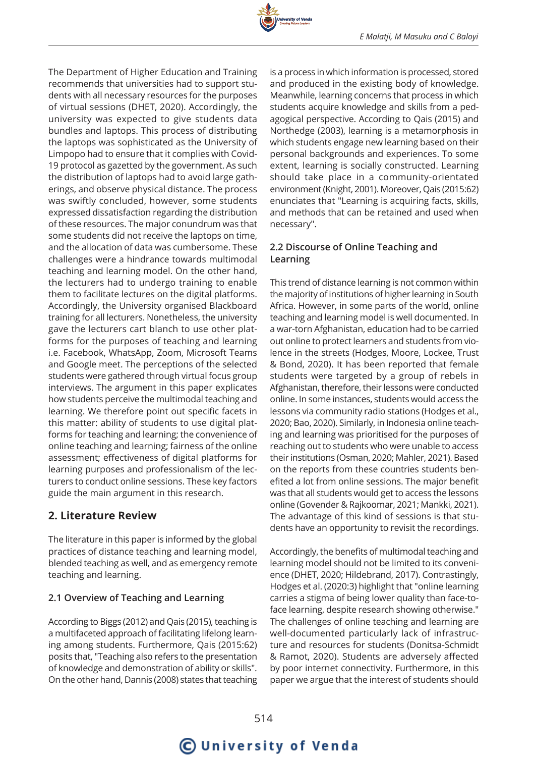The Department of Higher Education and Training recommends that universities had to support students with all necessary resources for the purposes of virtual sessions (DHET, 2020). Accordingly, the university was expected to give students data bundles and laptops. This process of distributing the laptops was sophisticated as the University of Limpopo had to ensure that it complies with Covid-19 protocol as gazetted by the government. As such the distribution of laptops had to avoid large gatherings, and observe physical distance. The process was swiftly concluded, however, some students expressed dissatisfaction regarding the distribution of these resources. The major conundrum was that some students did not receive the laptops on time, and the allocation of data was cumbersome. These challenges were a hindrance towards multimodal teaching and learning model. On the other hand, the lecturers had to undergo training to enable them to facilitate lectures on the digital platforms. Accordingly, the University organised Blackboard training for all lecturers. Nonetheless, the university gave the lecturers cart blanch to use other platforms for the purposes of teaching and learning i.e. Facebook, WhatsApp, Zoom, Microsoft Teams and Google meet. The perceptions of the selected students were gathered through virtual focus group interviews. The argument in this paper explicates how students perceive the multimodal teaching and learning. We therefore point out specific facets in this matter: ability of students to use digital platforms for teaching and learning; the convenience of online teaching and learning; fairness of the online assessment; effectiveness of digital platforms for learning purposes and professionalism of the lecturers to conduct online sessions. These key factors guide the main argument in this research.

## 2. Literature Review

The literature in this paper is informed by the global practices of distance teaching and learning model, blended teaching as well, and as emergency remote teaching and learning.

### 2.1 Overview of Teaching and Learning

According to Biggs (2012) and Qais (2015), teaching is a multifaceted approach of facilitating lifelong learning among students. Furthermore, Qais (2015:62) posits that, "Teaching also refers to the presentation of knowledge and demonstration of ability or skills". On the other hand, Dannis (2008) states that teaching is a process in which information is processed, stored and produced in the existing body of knowledge. Meanwhile, learning concerns that process in which students acquire knowledge and skills from a pedagogical perspective. According to Qais (2015) and Northedge (2003), learning is a metamorphosis in which students engage new learning based on their personal backgrounds and experiences. To some extent, learning is socially constructed. Learning should take place in a community-orientated environment (Knight, 2001). Moreover, Qais (2015:62) enunciates that "Learning is acquiring facts, skills, and methods that can be retained and used when necessary".

### 2.2 Discourse of Online Teaching and Learning

This trend of distance learning is not common within the majority of institutions of higher learning in South Africa. However, in some parts of the world, online teaching and learning model is well documented. In a war-torn Afghanistan, education had to be carried out online to protect learners and students from violence in the streets (Hodges, Moore, Lockee, Trust & Bond, 2020). It has been reported that female students were targeted by a group of rebels in Afghanistan, therefore, their lessons were conducted online. In some instances, students would access the lessons via community radio stations (Hodges et al., 2020; Bao, 2020). Similarly, in Indonesia online teaching and learning was prioritised for the purposes of reaching out to students who were unable to access their institutions (Osman, 2020; Mahler, 2021). Based on the reports from these countries students benefited a lot from online sessions. The major benefit was that all students would get to access the lessons online (Govender & Rajkoomar, 2021; Mankki, 2021). The advantage of this kind of sessions is that students have an opportunity to revisit the recordings.

Accordingly, the benefits of multimodal teaching and learning model should not be limited to its convenience (DHET, 2020; Hildebrand, 2017). Contrastingly, Hodges et al. (2020:3) highlight that "online learning carries a stigma of being lower quality than face-to-face learning, despite research showing otherwise." The challenges of online teaching and learning are well-documented particularly lack of infrastructure and resources for students (Donitsa-Schmidt & Ramot, 2020). Students are adversely affected by poor internet connectivity. Furthermore, in this paper we argue that the interest of students should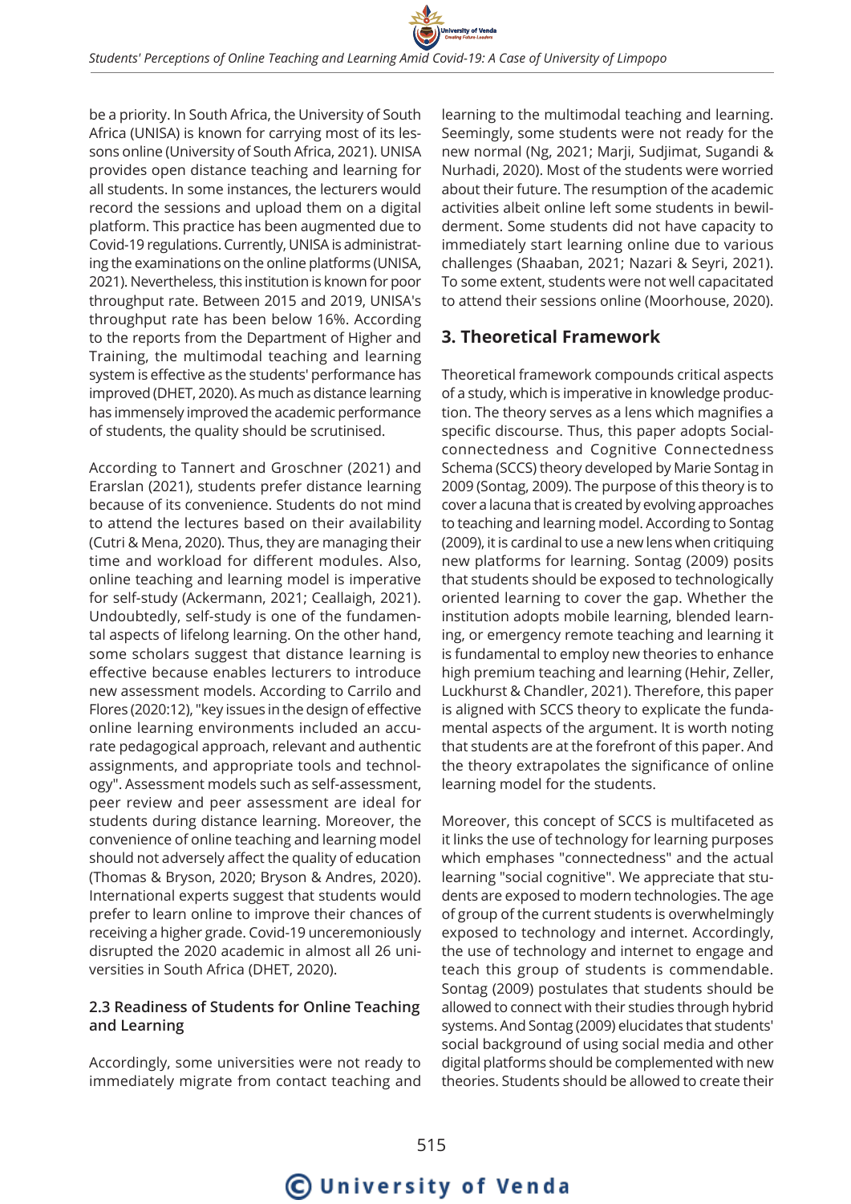be a priority. In South Africa, the University of South Africa (UNISA) is known for carrying most of its lessons online (University of South Africa, 2021). UNISA provides open distance teaching and learning for all students. In some instances, the lecturers would record the sessions and upload them on a digital platform. This practice has been augmented due to Covid-19 regulations. Currently, UNISA is administrating the examinations on the online platforms (UNISA, 2021). Nevertheless, this institution is known for poor throughput rate. Between 2015 and 2019, UNISA's throughput rate has been below 16%. According to the reports from the Department of Higher and Training, the multimodal teaching and learning system is effective as the students' performance has improved (DHET, 2020). As much as distance learning has immensely improved the academic performance of students, the quality should be scrutinised.

According to Tannert and Groschner (2021) and Erarslan (2021), students prefer distance learning because of its convenience. Students do not mind to attend the lectures based on their availability (Cutri & Mena, 2020). Thus, they are managing their time and workload for different modules. Also, online teaching and learning model is imperative for self-study (Ackermann, 2021; Ceallaigh, 2021). Undoubtedly, self-study is one of the fundamental aspects of lifelong learning. On the other hand, some scholars suggest that distance learning is effective because enables lecturers to introduce new assessment models. According to Carrilo and Flores (2020:12), "key issues in the design of effective online learning environments included an accurate pedagogical approach, relevant and authentic assignments, and appropriate tools and technology". Assessment models such as self-assessment, peer review and peer assessment are ideal for students during distance learning. Moreover, the convenience of online teaching and learning model should not adversely affect the quality of education (Thomas & Bryson, 2020; Bryson & Andres, 2020). International experts suggest that students would prefer to learn online to improve their chances of receiving a higher grade. Covid-19 unceremoniously disrupted the 2020 academic in almost all 26 universities in South Africa (DHET, 2020).

### 2.3 Readiness of Students for Online Teaching and Learning

Accordingly, some universities were not ready to immediately migrate from contact teaching and learning to the multimodal teaching and learning. Seemingly, some students were not ready for the new normal (Ng, 2021; Marji, Sudjimat, Sugandi & Nurhadi, 2020). Most of the students were worried about their future. The resumption of the academic activities albeit online left some students in bewilderment. Some students did not have capacity to immediately start learning online due to various challenges (Shaaban, 2021; Nazari & Seyri, 2021). To some extent, students were not well capacitated to attend their sessions online (Moorhouse, 2020).

## 3. Theoretical Framework

Theoretical framework compounds critical aspects of a study, which is imperative in knowledge production. The theory serves as a lens which magnifies a specific discourse. Thus, this paper adopts Social-connectedness and Cognitive Connectedness Schema (SCCS) theory developed by Marie Sontag in 2009 (Sontag, 2009). The purpose of this theory is to cover a lacuna that is created by evolving approaches to teaching and learning model. According to Sontag (2009), it is cardinal to use a new lens when critiquing new platforms for learning. Sontag (2009) posits that students should be exposed to technologically oriented learning to cover the gap. Whether the institution adopts mobile learning, blended learning, or emergency remote teaching and learning it is fundamental to employ new theories to enhance high premium teaching and learning (Hehir, Zeller, Luckhurst & Chandler, 2021). Therefore, this paper is aligned with SCCS theory to explicate the fundamental aspects of the argument. It is worth noting that students are at the forefront of this paper. And the theory extrapolates the significance of online learning model for the students.

Moreover, this concept of SCCS is multifaceted as it links the use of technology for learning purposes which emphases "connectedness" and the actual learning "social cognitive". We appreciate that students are exposed to modern technologies. The age of group of the current students is overwhelmingly exposed to technology and internet. Accordingly, the use of technology and internet to engage and teach this group of students is commendable. Sontag (2009) postulates that students should be allowed to connect with their studies through hybrid systems. And Sontag (2009) elucidates that students' social background of using social media and other digital platforms should be complemented with new theories. Students should be allowed to create their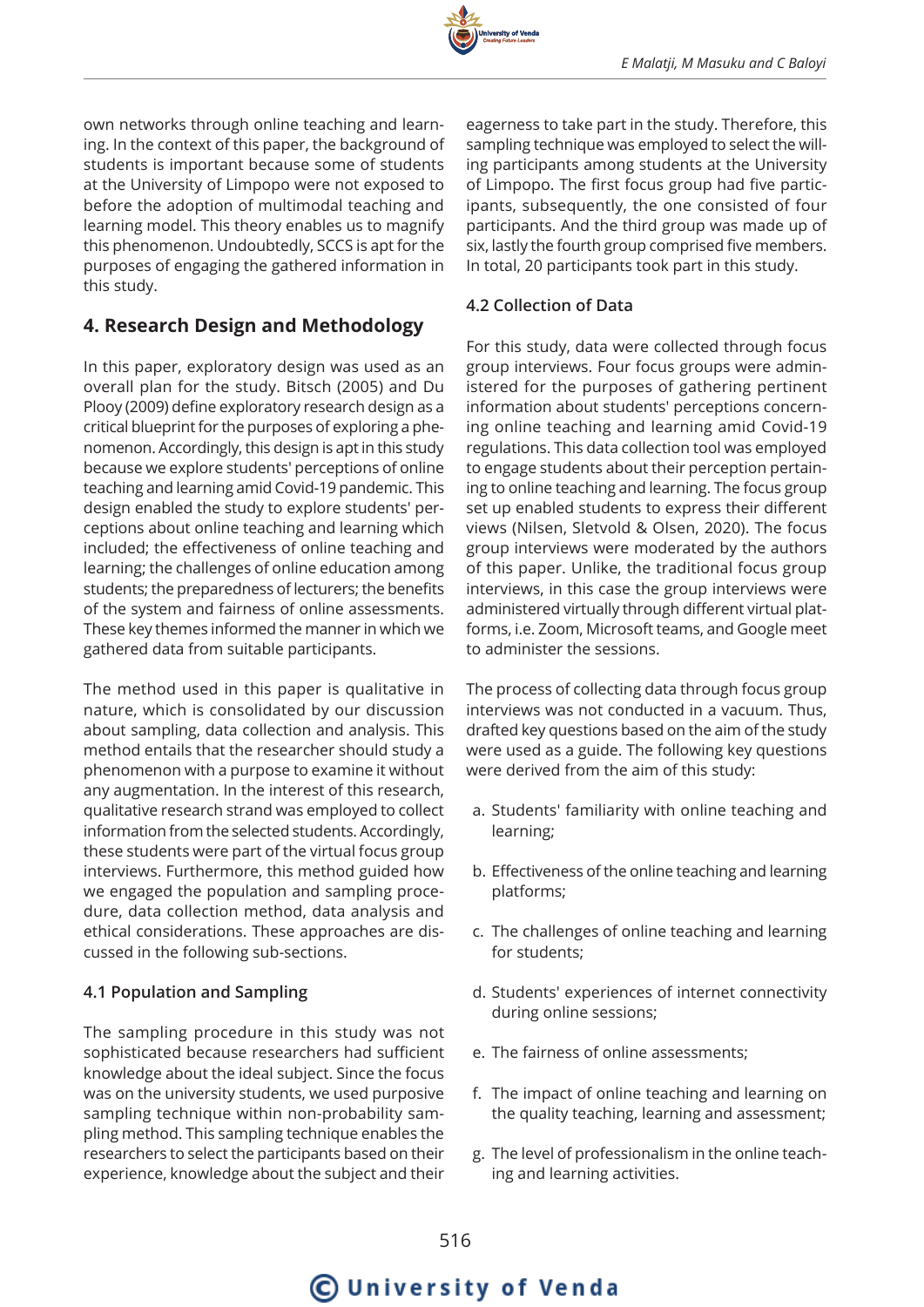own networks through online teaching and learning. In the context of this paper, the background of students is important because some of students at the University of Limpopo were not exposed to before the adoption of multimodal teaching and learning model. This theory enables us to magnify this phenomenon. Undoubtedly, SCCS is apt for the purposes of engaging the gathered information in this study.

## 4. Research Design and Methodology

In this paper, exploratory design was used as an overall plan for the study. Bitsch (2005) and Du Plooy (2009) define exploratory research design as a critical blueprint for the purposes of exploring a phenomenon. Accordingly, this design is apt in this study because we explore students' perceptions of online teaching and learning amid Covid-19 pandemic. This design enabled the study to explore students' perceptions about online teaching and learning which included; the effectiveness of online teaching and learning; the challenges of online education among students; the preparedness of lecturers; the benefits of the system and fairness of online assessments. These key themes informed the manner in which we gathered data from suitable participants.

The method used in this paper is qualitative in nature, which is consolidated by our discussion about sampling, data collection and analysis. This method entails that the researcher should study a phenomenon with a purpose to examine it without any augmentation. In the interest of this research, qualitative research strand was employed to collect information from the selected students. Accordingly, these students were part of the virtual focus group interviews. Furthermore, this method guided how we engaged the population and sampling procedure, data collection method, data analysis and ethical considerations. These approaches are discussed in the following sub-sections.

### 4.1 Population and Sampling

The sampling procedure in this study was not sophisticated because researchers had sufficient knowledge about the ideal subject. Since the focus was on the university students, we used purposive sampling technique within non-probability sampling method. This sampling technique enables the researchers to select the participants based on their experience, knowledge about the subject and their eagerness to take part in the study. Therefore, this sampling technique was employed to select the willing participants among students at the University of Limpopo. The first focus group had five participants, subsequently, the one consisted of four participants. And the third group was made up of six, lastly the fourth group comprised five members. In total, 20 participants took part in this study.

### 4.2 Collection of Data

For this study, data were collected through focus group interviews. Four focus groups were administered for the purposes of gathering pertinent information about students' perceptions concerning online teaching and learning amid Covid-19 regulations. This data collection tool was employed to engage students about their perception pertaining to online teaching and learning. The focus group set up enabled students to express their different views (Nilsen, Sletvold & Olsen, 2020). The focus group interviews were moderated by the authors of this paper. Unlike, the traditional focus group interviews, in this case the group interviews were administered virtually through different virtual platforms, i.e. Zoom, Microsoft teams, and Google meet to administer the sessions.

The process of collecting data through focus group interviews was not conducted in a vacuum. Thus, drafted key questions based on the aim of the study were used as a guide. The following key questions were derived from the aim of this study:

a. Students' familiarity with online teaching and learning;

b. Effectiveness of the online teaching and learning platforms;

c. The challenges of online teaching and learning for students;

d. Students' experiences of internet connectivity during online sessions;

e. The fairness of online assessments;

f. The impact of online teaching and learning on the quality teaching, learning and assessment;

g. The level of professionalism in the online teaching and learning activities.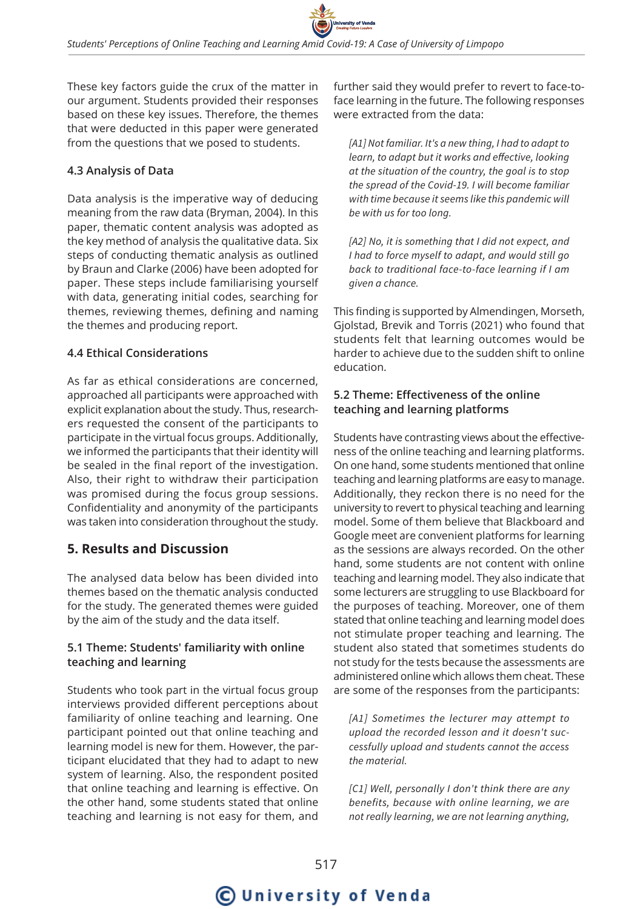These key factors guide the crux of the matter in our argument. Students provided their responses based on these key issues. Therefore, the themes that were deducted in this paper were generated from the questions that we posed to students.

### 4.3 Analysis of Data

Data analysis is the imperative way of deducing meaning from the raw data (Bryman, 2004). In this paper, thematic content analysis was adopted as the key method of analysis the qualitative data. Six steps of conducting thematic analysis as outlined by Braun and Clarke (2006) have been adopted for paper. These steps include familiarising yourself with data, generating initial codes, searching for themes, reviewing themes, defining and naming the themes and producing report.

### 4.4 Ethical Considerations

As far as ethical considerations are concerned, approached all participants were approached with explicit explanation about the study. Thus, researchers requested the consent of the participants to participate in the virtual focus groups. Additionally, we informed the participants that their identity will be sealed in the final report of the investigation. Also, their right to withdraw their participation was promised during the focus group sessions. Confidentiality and anonymity of the participants was taken into consideration throughout the study.

## 5. Results and Discussion

The analysed data below has been divided into themes based on the thematic analysis conducted for the study. The generated themes were guided by the aim of the study and the data itself.

### 5.1 Theme: Students' familiarity with online teaching and learning

Students who took part in the virtual focus group interviews provided different perceptions about familiarity of online teaching and learning. One participant pointed out that online teaching and learning model is new for them. However, the participant elucidated that they had to adapt to new system of learning. Also, the respondent posited that online teaching and learning is effective. On the other hand, some students stated that online teaching and learning is not easy for them, and further said they would prefer to revert to face-to-face learning in the future. The following responses were extracted from the data:

> *[A1] Not familiar. It's a new thing, I had to adapt to learn, to adapt but it works and effective, looking at the situation of the country, the goal is to stop the spread of the Covid-19. I will become familiar with time because it seems like this pandemic will be with us for too long.*

> *[A2] No, it is something that I did not expect, and I had to force myself to adapt, and would still go back to traditional face-to-face learning if I am given a chance.*

This finding is supported by Almendingen, Morseth, Gjolstad, Brevik and Torris (2021) who found that students felt that learning outcomes would be harder to achieve due to the sudden shift to online education.

### 5.2 Theme: Effectiveness of the online teaching and learning platforms

Students have contrasting views about the effectiveness of the online teaching and learning platforms. On one hand, some students mentioned that online teaching and learning platforms are easy to manage. Additionally, they reckon there is no need for the university to revert to physical teaching and learning model. Some of them believe that Blackboard and Google meet are convenient platforms for learning as the sessions are always recorded. On the other hand, some students are not content with online teaching and learning model. They also indicate that some lecturers are struggling to use Blackboard for the purposes of teaching. Moreover, one of them stated that online teaching and learning model does not stimulate proper teaching and learning. The student also stated that sometimes students do not study for the tests because the assessments are administered online which allows them cheat. These are some of the responses from the participants:

> *[A1] Sometimes the lecturer may attempt to upload the recorded lesson and it doesn't successfully upload and students cannot the access the material.*

> *[C1] Well, personally I don't think there are any benefits, because with online learning, we are not really learning, we are not learning anything,*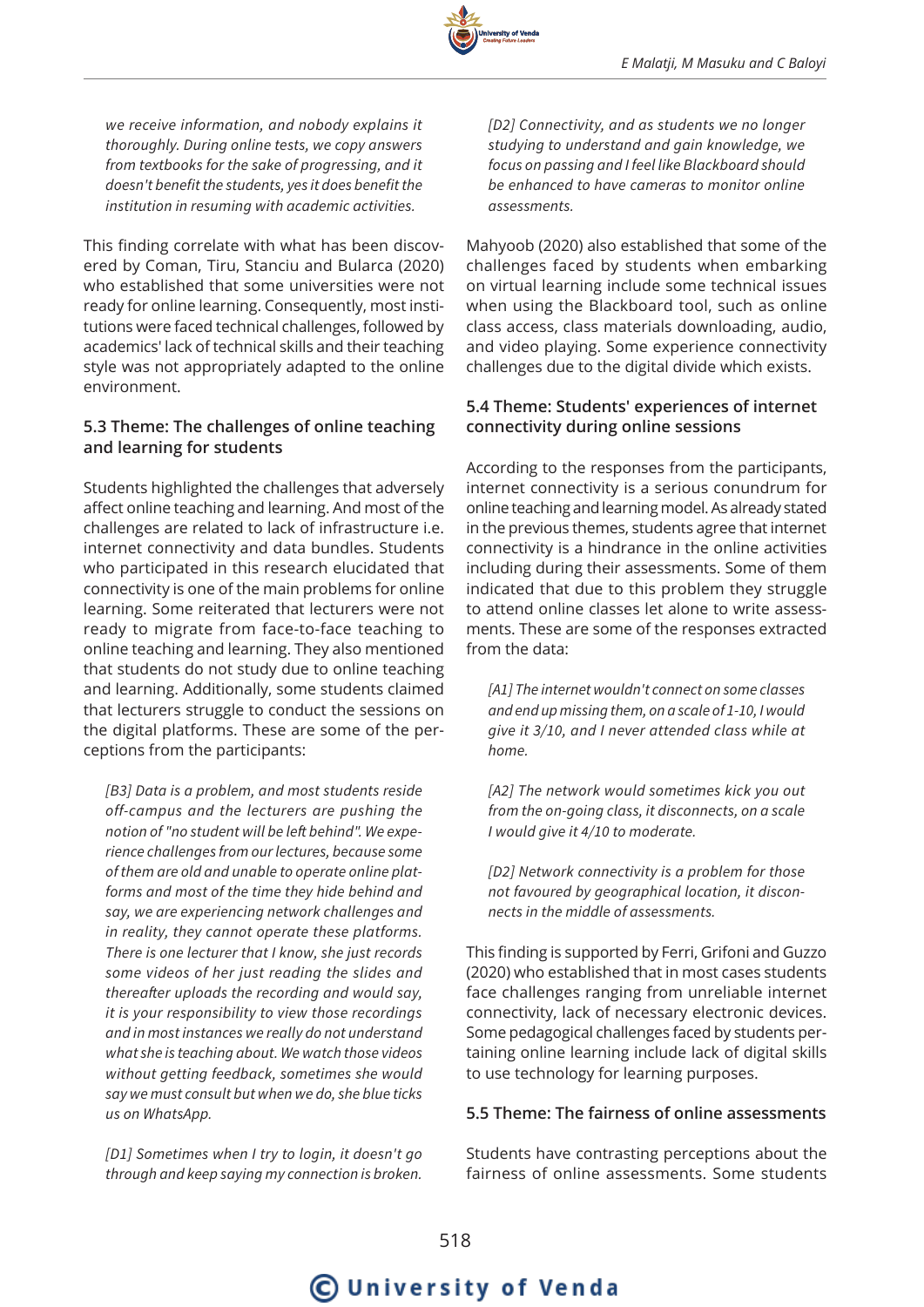*we receive information, and nobody explains it thoroughly. During online tests, we copy answers from textbooks for the sake of progressing, and it doesn't benefit the students, yes it does benefit the institution in resuming with academic activities.*

This finding correlate with what has been discovered by Coman, Tiru, Stanciu and Bularca (2020) who established that some universities were not ready for online learning. Consequently, most institutions were faced technical challenges, followed by academics' lack of technical skills and their teaching style was not appropriately adapted to the online environment.

### 5.3 Theme: The challenges of online teaching and learning for students

Students highlighted the challenges that adversely affect online teaching and learning. And most of the challenges are related to lack of infrastructure i.e. internet connectivity and data bundles. Students who participated in this research elucidated that connectivity is one of the main problems for online learning. Some reiterated that lecturers were not ready to migrate from face-to-face teaching to online teaching and learning. They also mentioned that students do not study due to online teaching and learning. Additionally, some students claimed that lecturers struggle to conduct the sessions on the digital platforms. These are some of the perceptions from the participants:

*[B3] Data is a problem, and most students reside off-campus and the lecturers are pushing the notion of "no student will be left behind". We experience challenges from our lectures, because some of them are old and unable to operate online platforms and most of the time they hide behind and say, we are experiencing network challenges and in reality, they cannot operate these platforms. There is one lecturer that I know, she just records some videos of her just reading the slides and thereafter uploads the recording and would say, it is your responsibility to view those recordings and in most instances we really do not understand what she is teaching about. We watch those videos without getting feedback, sometimes she would say we must consult but when we do, she blue ticks us on WhatsApp.*

*[D1] Sometimes when I try to login, it doesn't go through and keep saying my connection is broken.*

*[D2] Connectivity, and as students we no longer studying to understand and gain knowledge, we focus on passing and I feel like Blackboard should be enhanced to have cameras to monitor online assessments.*

Mahyoob (2020) also established that some of the challenges faced by students when embarking on virtual learning include some technical issues when using the Blackboard tool, such as online class access, class materials downloading, audio, and video playing. Some experience connectivity challenges due to the digital divide which exists.

### 5.4 Theme: Students' experiences of internet connectivity during online sessions

According to the responses from the participants, internet connectivity is a serious conundrum for online teaching and learning model. As already stated in the previous themes, students agree that internet connectivity is a hindrance in the online activities including during their assessments. Some of them indicated that due to this problem they struggle to attend online classes let alone to write assessments. These are some of the responses extracted from the data:

*[A1] The internet wouldn't connect on some classes and end up missing them, on a scale of 1-10, I would give it 3/10, and I never attended class while at home.*

*[A2] The network would sometimes kick you out from the on-going class, it disconnects, on a scale I would give it 4/10 to moderate.*

*[D2] Network connectivity is a problem for those not favoured by geographical location, it disconnects in the middle of assessments.*

This finding is supported by Ferri, Grifoni and Guzzo (2020) who established that in most cases students face challenges ranging from unreliable internet connectivity, lack of necessary electronic devices. Some pedagogical challenges faced by students pertaining online learning include lack of digital skills to use technology for learning purposes.

### 5.5 Theme: The fairness of online assessments

Students have contrasting perceptions about the fairness of online assessments. Some students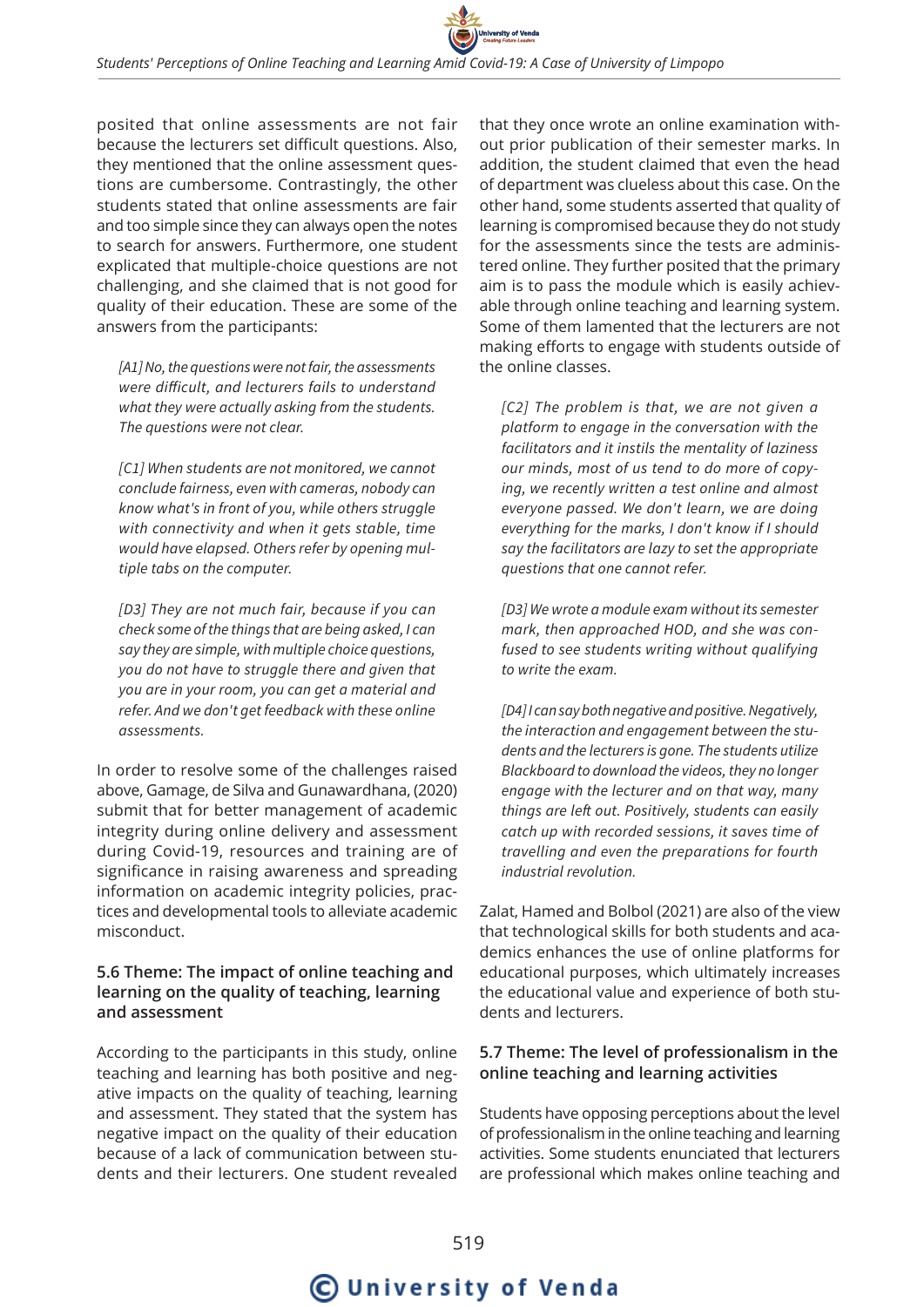posited that online assessments are not fair because the lecturers set difficult questions. Also, they mentioned that the online assessment questions are cumbersome. Contrastingly, the other students stated that online assessments are fair and too simple since they can always open the notes to search for answers. Furthermore, one student explicated that multiple-choice questions are not challenging, and she claimed that is not good for quality of their education. These are some of the answers from the participants:

> *[A1] No, the questions were not fair, the assessments were difficult, and lecturers fails to understand what they were actually asking from the students. The questions were not clear.*

> *[C1] When students are not monitored, we cannot conclude fairness, even with cameras, nobody can know what's in front of you, while others struggle with connectivity and when it gets stable, time would have elapsed. Others refer by opening multiple tabs on the computer.*

> *[D3] They are not much fair, because if you can check some of the things that are being asked, I can say they are simple, with multiple choice questions, you do not have to struggle there and given that you are in your room, you can get a material and refer. And we don't get feedback with these online assessments.*

In order to resolve some of the challenges raised above, Gamage, de Silva and Gunawardhana, (2020) submit that for better management of academic integrity during online delivery and assessment during Covid-19, resources and training are of significance in raising awareness and spreading information on academic integrity policies, practices and developmental tools to alleviate academic misconduct.

### 5.6 Theme: The impact of online teaching and learning on the quality of teaching, learning and assessment

According to the participants in this study, online teaching and learning has both positive and negative impacts on the quality of teaching, learning and assessment. They stated that the system has negative impact on the quality of their education because of a lack of communication between students and their lecturers. One student revealed that they once wrote an online examination without prior publication of their semester marks. In addition, the student claimed that even the head of department was clueless about this case. On the other hand, some students asserted that quality of learning is compromised because they do not study for the assessments since the tests are administered online. They further posited that the primary aim is to pass the module which is easily achievable through online teaching and learning system. Some of them lamented that the lecturers are not making efforts to engage with students outside of the online classes.

> *[C2] The problem is that, we are not given a platform to engage in the conversation with the facilitators and it instils the mentality of laziness our minds, most of us tend to do more of copying, we recently written a test online and almost everyone passed. We don't learn, we are doing everything for the marks, I don't know if I should say the facilitators are lazy to set the appropriate questions that one cannot refer.*

> *[D3] We wrote a module exam without its semester mark, then approached HOD, and she was confused to see students writing without qualifying to write the exam.*

> *[D4] I can say both negative and positive. Negatively, the interaction and engagement between the students and the lecturers is gone. The students utilize Blackboard to download the videos, they no longer engage with the lecturer and on that way, many things are left out. Positively, students can easily catch up with recorded sessions, it saves time of travelling and even the preparations for fourth industrial revolution.*

Zalat, Hamed and Bolbol (2021) are also of the view that technological skills for both students and academics enhances the use of online platforms for educational purposes, which ultimately increases the educational value and experience of both students and lecturers.

### 5.7 Theme: The level of professionalism in the online teaching and learning activities

Students have opposing perceptions about the level of professionalism in the online teaching and learning activities. Some students enunciated that lecturers are professional which makes online teaching and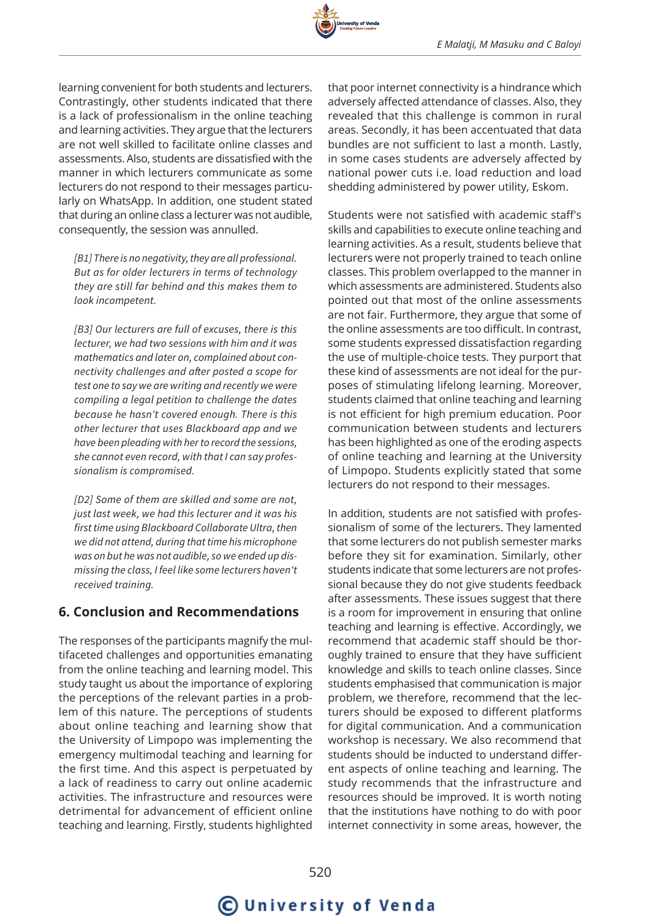learning convenient for both students and lecturers. Contrastingly, other students indicated that there is a lack of professionalism in the online teaching and learning activities. They argue that the lecturers are not well skilled to facilitate online classes and assessments. Also, students are dissatisfied with the manner in which lecturers communicate as some lecturers do not respond to their messages particularly on WhatsApp. In addition, one student stated that during an online class a lecturer was not audible, consequently, the session was annulled.

> *[B1] There is no negativity, they are all professional. But as for older lecturers in terms of technology they are still far behind and this makes them to look incompetent.*

> *[B3] Our lecturers are full of excuses, there is this lecturer, we had two sessions with him and it was mathematics and later on, complained about connectivity challenges and after posted a scope for test one to say we are writing and recently we were compiling a legal petition to challenge the dates because he hasn't covered enough. There is this other lecturer that uses Blackboard app and we have been pleading with her to record the sessions, she cannot even record, with that I can say professionalism is compromised.*

> *[D2] Some of them are skilled and some are not, just last week, we had this lecturer and it was his first time using Blackboard Collaborate Ultra, then we did not attend, during that time his microphone was on but he was not audible, so we ended up dismissing the class, I feel like some lecturers haven't received training.*

## 6. Conclusion and Recommendations

The responses of the participants magnify the multifaceted challenges and opportunities emanating from the online teaching and learning model. This study taught us about the importance of exploring the perceptions of the relevant parties in a problem of this nature. The perceptions of students about online teaching and learning show that the University of Limpopo was implementing the emergency multimodal teaching and learning for the first time. And this aspect is perpetuated by a lack of readiness to carry out online academic activities. The infrastructure and resources were detrimental for advancement of efficient online teaching and learning. Firstly, students highlighted that poor internet connectivity is a hindrance which adversely affected attendance of classes. Also, they revealed that this challenge is common in rural areas. Secondly, it has been accentuated that data bundles are not sufficient to last a month. Lastly, in some cases students are adversely affected by national power cuts i.e. load reduction and load shedding administered by power utility, Eskom.

Students were not satisfied with academic staff's skills and capabilities to execute online teaching and learning activities. As a result, students believe that lecturers were not properly trained to teach online classes. This problem overlapped to the manner in which assessments are administered. Students also pointed out that most of the online assessments are not fair. Furthermore, they argue that some of the online assessments are too difficult. In contrast, some students expressed dissatisfaction regarding the use of multiple-choice tests. They purport that these kind of assessments are not ideal for the purposes of stimulating lifelong learning. Moreover, students claimed that online teaching and learning is not efficient for high premium education. Poor communication between students and lecturers has been highlighted as one of the eroding aspects of online teaching and learning at the University of Limpopo. Students explicitly stated that some lecturers do not respond to their messages.

In addition, students are not satisfied with professionalism of some of the lecturers. They lamented that some lecturers do not publish semester marks before they sit for examination. Similarly, other students indicate that some lecturers are not professional because they do not give students feedback after assessments. These issues suggest that there is a room for improvement in ensuring that online teaching and learning is effective. Accordingly, we recommend that academic staff should be thoroughly trained to ensure that they have sufficient knowledge and skills to teach online classes. Since students emphasised that communication is major problem, we therefore, recommend that the lecturers should be exposed to different platforms for digital communication. And a communication workshop is necessary. We also recommend that students should be inducted to understand different aspects of online teaching and learning. The study recommends that the infrastructure and resources should be improved. It is worth noting that the institutions have nothing to do with poor internet connectivity in some areas, however, the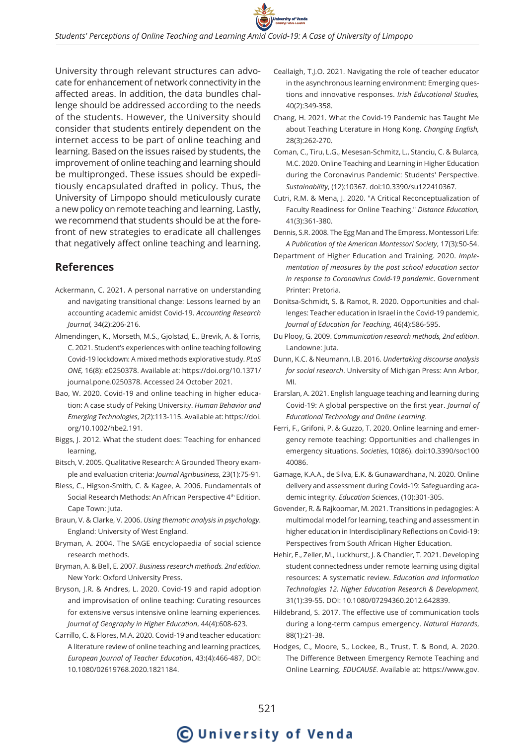University through relevant structures can advocate for enhancement of network connectivity in the affected areas. In addition, the data bundles challenge should be addressed according to the needs of the students. However, the University should consider that students entirely dependent on the internet access to be part of online teaching and learning. Based on the issues raised by students, the improvement of online teaching and learning should be multipronged. These issues should be expeditiously encapsulated drafted in policy. Thus, the University of Limpopo should meticulously curate a new policy on remote teaching and learning. Lastly, we recommend that students should be at the forefront of new strategies to eradicate all challenges that negatively affect online teaching and learning.

## References

Ackermann, C. 2021. A personal narrative on understanding and navigating transitional change: Lessons learned by an accounting academic amidst Covid-19. *Accounting Research Journal,* 34(2):206-216.

Almendingen, K., Morseth, M.S., Gjolstad, E., Brevik, A. & Torris, C. 2021. Student's experiences with online teaching following Covid-19 lockdown: A mixed methods explorative study. *PLoS ONE,* 16(8): e0250378. Available at: https://doi.org/10.1371/journal.pone.0250378. Accessed 24 October 2021.

Bao, W. 2020. Covid-19 and online teaching in higher education: A case study of Peking University. *Human Behavior and Emerging Technologies*, 2(2):113-115. Available at: https://doi.org/10.1002/hbe2.191.

Biggs, J. 2012. What the student does: Teaching for enhanced learning,

Bitsch, V. 2005. Qualitative Research: A Grounded Theory example and evaluation criteria: *Journal Agribusiness*, 23(1):75-91.

Bless, C., Higson-Smith, C. & Kagee, A. 2006. Fundamentals of Social Research Methods: An African Perspective 4th Edition. Cape Town: Juta.

Braun, V. & Clarke, V. 2006. *Using thematic analysis in psychology*. England: University of West England.

Bryman, A. 2004. The SAGE encyclopaedia of social science research methods.

Bryman, A. & Bell, E. 2007. *Business research methods. 2nd edition*. New York: Oxford University Press.

Bryson, J.R. & Andres, L. 2020. Covid-19 and rapid adoption and improvisation of online teaching: Curating resources for extensive versus intensive online learning experiences. *Journal of Geography in Higher Education*, 44(4):608-623.

Carrillo, C. & Flores, M.A. 2020. Covid-19 and teacher education: A literature review of online teaching and learning practices, *European Journal of Teacher Education*, 43:(4):466-487, DOI: 10.1080/02619768.2020.1821184.

Ceallaigh, T.J.O. 2021. Navigating the role of teacher educator in the asynchronous learning environment: Emerging questions and innovative responses. *Irish Educational Studies,* 40(2):349-358.

Chang, H. 2021. What the Covid-19 Pandemic has Taught Me about Teaching Literature in Hong Kong. *Changing English,* 28(3):262-270.

Coman, C., Tiru, L.G., Mesesan-Schmitz, L., Stanciu, C. & Bularca, M.C. 2020. Online Teaching and Learning in Higher Education during the Coronavirus Pandemic: Students' Perspective. *Sustainability*, (12):10367. doi:10.3390/su122410367.

Cutri, R.M. & Mena, J. 2020. "A Critical Reconceptualization of Faculty Readiness for Online Teaching." *Distance Education,* 41(3):361-380.

Dennis, S.R. 2008. The Egg Man and The Empress. Montessori Life: *A Publication of the American Montessori Society*, 17(3):50-54.

Department of Higher Education and Training. 2020. *Implementation of measures by the post school education sector in response to Coronavirus Covid-19 pandemic*. Government Printer: Pretoria.

Donitsa-Schmidt, S. & Ramot, R. 2020. Opportunities and challenges: Teacher education in Israel in the Covid-19 pandemic, *Journal of Education for Teaching*, 46(4):586-595.

Du Plooy, G. 2009. *Communication research methods, 2nd edition*. Landowne: Juta.

Dunn, K.C. & Neumann, I.B. 2016. *Undertaking discourse analysis for social research*. University of Michigan Press: Ann Arbor, MI.

Erarslan, A. 2021. English language teaching and learning during Covid-19: A global perspective on the first year. *Journal of Educational Technology and Online Learning*.

Ferri, F., Grifoni, P. & Guzzo, T. 2020. Online learning and emergency remote teaching: Opportunities and challenges in emergency situations. *Societies*, 10(86). doi:10.3390/soc10040086.

Gamage, K.A.A., de Silva, E.K. & Gunawardhana, N. 2020. Online delivery and assessment during Covid-19: Safeguarding academic integrity. *Education Sciences*, (10):301-305.

Govender, R. & Rajkoomar, M. 2021. Transitions in pedagogies: A multimodal model for learning, teaching and assessment in higher education in Interdisciplinary Reflections on Covid-19: Perspectives from South African Higher Education.

Hehir, E., Zeller, M., Luckhurst, J. & Chandler, T. 2021. Developing student connectedness under remote learning using digital resources: A systematic review. *Education and Information Technologies 12. Higher Education Research & Development*, 31(1):39-55. DOI: 10.1080/07294360.2012.642839.

Hildebrand, S. 2017. The effective use of communication tools during a long-term campus emergency. *Natural Hazards*, 88(1):21-38.

Hodges, C., Moore, S., Lockee, B., Trust, T. & Bond, A. 2020. The Difference Between Emergency Remote Teaching and Online Learning. *EDUCAUSE*. Available at: https://www.gov.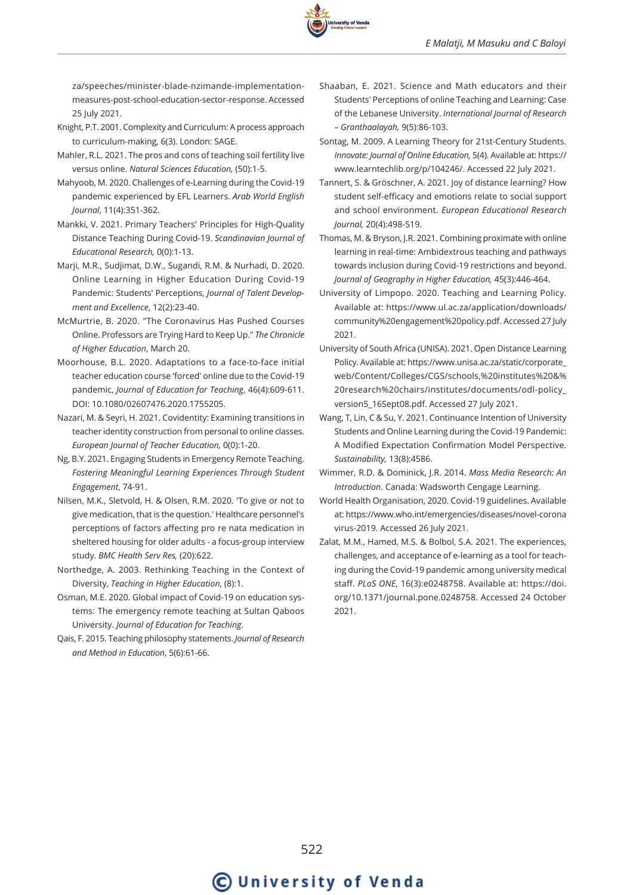za/speeches/minister-blade-nzimande-implementation-measures-post-school-education-sector-response. Accessed 25 July 2021.

Knight, P.T. 2001. Complexity and Curriculum: A process approach to curriculum-making, 6(3). London: SAGE.

Mahler, R.L. 2021. The pros and cons of teaching soil fertility live versus online. *Natural Sciences Education,* (50):1-5.

Mahyoob, M. 2020. Challenges of e-Learning during the Covid-19 pandemic experienced by EFL Learners. *Arab World English Journal*, 11(4):351-362.

Mankki, V. 2021. Primary Teachers' Principles for High-Quality Distance Teaching During Covid-19. *Scandinavian Journal of Educational Research,* 0(0):1-13.

Marji, M.R., Sudjimat, D.W., Sugandi, R.M. & Nurhadi, D. 2020. Online Learning in Higher Education During Covid-19 Pandemic: Students' Perceptions, *Journal of Talent Development and Excellence*, 12(2):23-40.

McMurtrie, B. 2020. "The Coronavirus Has Pushed Courses Online. Professors are Trying Hard to Keep Up." *The Chronicle of Higher Education*, March 20.

Moorhouse, B.L. 2020. Adaptations to a face-to-face initial teacher education course 'forced' online due to the Covid-19 pandemic, *Journal of Education for Teaching*, 46(4):609-611. DOI: 10.1080/02607476.2020.1755205.

Nazari, M. & Seyri, H. 2021. Covidentity: Examining transitions in teacher identity construction from personal to online classes. *European Journal of Teacher Education,* 0(0):1-20.

Ng, B.Y. 2021. Engaging Students in Emergency Remote Teaching. *Fostering Meaningful Learning Experiences Through Student Engagement*, 74-91.

Nilsen, M.K., Sletvold, H. & Olsen, R.M. 2020. 'To give or not to give medication, that is the question.' Healthcare personnel's perceptions of factors affecting pro re nata medication in sheltered housing for older adults - a focus-group interview study. *BMC Health Serv Res,* (20):622.

Northedge, A. 2003. Rethinking Teaching in the Context of Diversity, *Teaching in Higher Education*, (8):1.

Osman, M.E. 2020. Global impact of Covid-19 on education systems: The emergency remote teaching at Sultan Qaboos University. *Journal of Education for Teaching*.

Qais, F. 2015. Teaching philosophy statements. *Journal of Research and Method in Education*, 5(6):61-66.

Shaaban, E. 2021. Science and Math educators and their Students' Perceptions of online Teaching and Learning: Case of the Lebanese University. *International Journal of Research – Granthaalayah,* 9(5):86-103.

Sontag, M. 2009. A Learning Theory for 21st-Century Students. *Innovate: Journal of Online Education,* 5(4). Available at: https://www.learntechlib.org/p/104246/. Accessed 22 July 2021.

Tannert, S. & Gröschner, A. 2021. Joy of distance learning? How student self-efficacy and emotions relate to social support and school environment. *European Educational Research Journal,* 20(4):498-519.

Thomas, M. & Bryson, J.R. 2021. Combining proximate with online learning in real-time: Ambidextrous teaching and pathways towards inclusion during Covid-19 restrictions and beyond. *Journal of Geography in Higher Education,* 45(3):446-464.

University of Limpopo. 2020. Teaching and Learning Policy. Available at: https://www.ul.ac.za/application/downloads/community%20engagement%20policy.pdf. Accessed 27 July 2021.

University of South Africa (UNISA). 2021. Open Distance Learning Policy. Available at: https://www.unisa.ac.za/static/corporate_web/Content/Colleges/CGS/schools,%20institutes%20&%20research%20chairs/institutes/documents/odl-policy_version5_16Sept08.pdf. Accessed 27 July 2021.

Wang, T, Lin, C & Su, Y. 2021. Continuance Intention of University Students and Online Learning during the Covid-19 Pandemic: A Modified Expectation Confirmation Model Perspective. *Sustainability,* 13(8):4586.

Wimmer, R.D. & Dominick, J.R. 2014. *Mass Media Research: An Introduction*. Canada: Wadsworth Cengage Learning.

World Health Organisation, 2020. Covid-19 guidelines. Available at: https://www.who.int/emergencies/diseases/novel-coronavirus-2019. Accessed 26 July 2021.

Zalat, M.M., Hamed, M.S. & Bolbol, S.A. 2021. The experiences, challenges, and acceptance of e-learning as a tool for teaching during the Covid-19 pandemic among university medical staff. *PLoS ONE*, 16(3):e0248758. Available at: https://doi.org/10.1371/journal.pone.0248758. Accessed 24 October 2021.